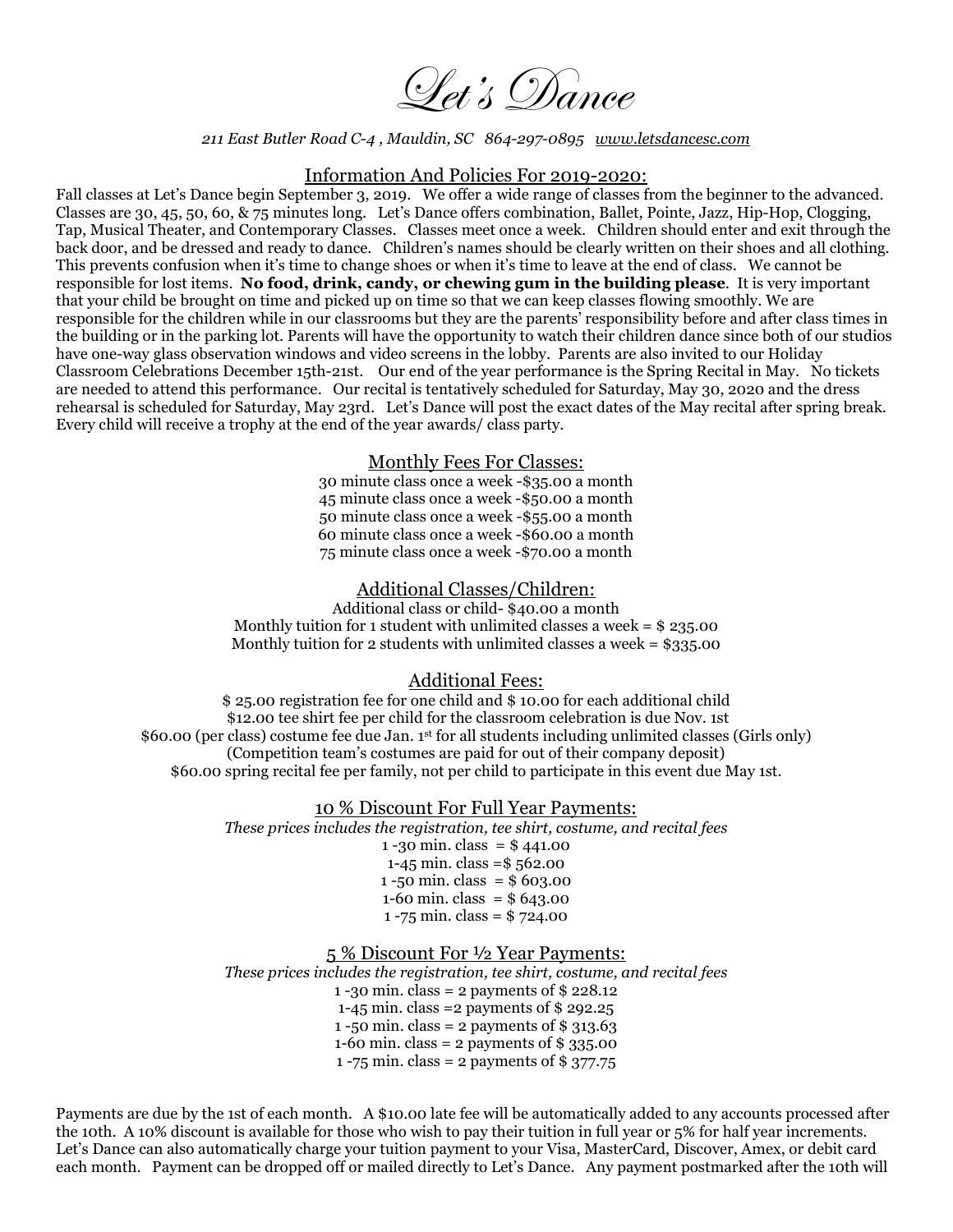# Let's Dance

*211 East Butler Road C-4 , Mauldin, SC 864-297-0895 www.letsdancesc.com*

## Information And Policies For 2019-2020:

Fall classes at Let's Dance begin September 3, 2019. We offer a wide range of classes from the beginner to the advanced. Classes are 30, 45, 50, 60, & 75 minutes long. Let's Dance offers combination, Ballet, Pointe, Jazz, Hip-Hop, Clogging, Tap, Musical Theater, and Contemporary Classes. Classes meet once a week. Children should enter and exit through the back door, and be dressed and ready to dance. Children's names should be clearly written on their shoes and all clothing. This prevents confusion when it's time to change shoes or when it's time to leave at the end of class. We cannot be responsible for lost items. **No food, drink, candy, or chewing gum in the building please**. It is very important that your child be brought on time and picked up on time so that we can keep classes flowing smoothly. We are responsible for the children while in our classrooms but they are the parents' responsibility before and after class times in the building or in the parking lot. Parents will have the opportunity to watch their children dance since both of our studios have one-way glass observation windows and video screens in the lobby. Parents are also invited to our Holiday Classroom Celebrations December 15th-21st. Our end of the year performance is the Spring Recital in May. No tickets are needed to attend this performance. Our recital is tentatively scheduled for Saturday, May 30, 2020 and the dress rehearsal is scheduled for Saturday, May 23rd. Let's Dance will post the exact dates of the May recital after spring break. Every child will receive a trophy at the end of the year awards/ class party.

## Monthly Fees For Classes:

30 minute class once a week -$35.00 a month
45 minute class once a week -$50.00 a month
50 minute class once a week -$55.00 a month
60 minute class once a week -$60.00 a month
75 minute class once a week -$70.00 a month

## Additional Classes/Children:

Additional class or child- $40.00 a month
Monthly tuition for 1 student with unlimited classes a week = $ 235.00
Monthly tuition for 2 students with unlimited classes a week = $335.00

## Additional Fees:

$ 25.00 registration fee for one child and $ 10.00 for each additional child
$12.00 tee shirt fee per child for the classroom celebration is due Nov. 1st
$60.00 (per class) costume fee due Jan. 1st for all students including unlimited classes (Girls only)
(Competition team's costumes are paid for out of their company deposit)
$60.00 spring recital fee per family, not per child to participate in this event due May 1st.

## 10 % Discount For Full Year Payments:

*These prices includes the registration, tee shirt, costume, and recital fees*

1 -30 min. class = $ 441.00
1-45 min. class =$ 562.00
1 -50 min. class = $ 603.00
1-60 min. class = $ 643.00
1 -75 min. class = $ 724.00

## 5 % Discount For ½ Year Payments:

*These prices includes the registration, tee shirt, costume, and recital fees*

1 -30 min. class = 2 payments of $ 228.12
1-45 min. class =2 payments of $ 292.25
1 -50 min. class = 2 payments of $ 313.63
1-60 min. class = 2 payments of $ 335.00
1 -75 min. class = 2 payments of $ 377.75

Payments are due by the 1st of each month. A $10.00 late fee will be automatically added to any accounts processed after the 10th. A 10% discount is available for those who wish to pay their tuition in full year or 5% for half year increments. Let's Dance can also automatically charge your tuition payment to your Visa, MasterCard, Discover, Amex, or debit card each month. Payment can be dropped off or mailed directly to Let's Dance. Any payment postmarked after the 10th will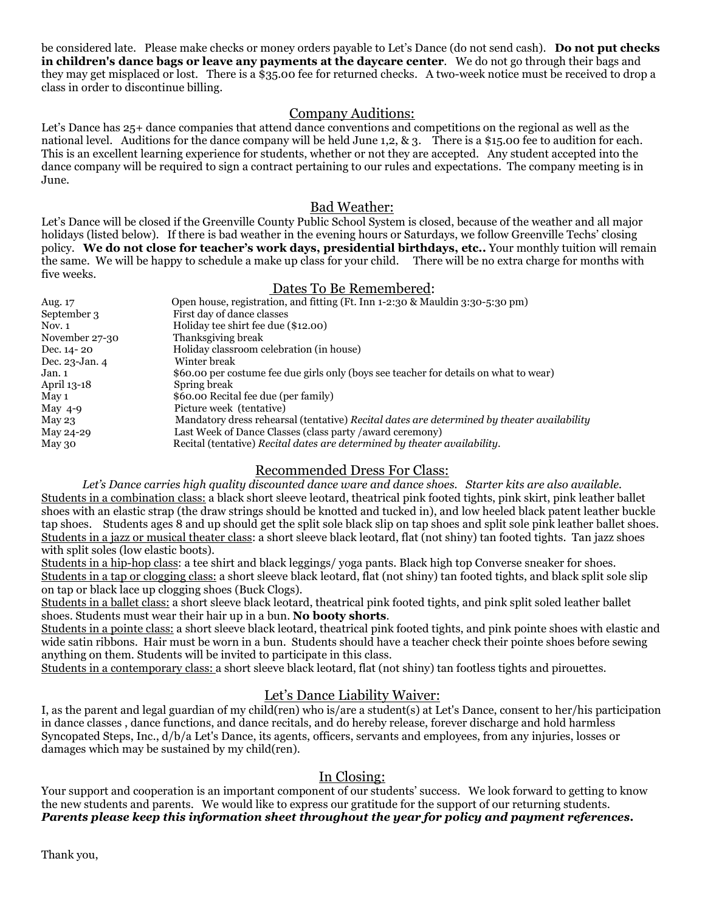be considered late. Please make checks or money orders payable to Let's Dance (do not send cash). **Do not put checks in children's dance bags or leave any payments at the daycare center**. We do not go through their bags and they may get misplaced or lost. There is a $35.00 fee for returned checks. A two-week notice must be received to drop a class in order to discontinue billing.

## Company Auditions:

Let's Dance has 25+ dance companies that attend dance conventions and competitions on the regional as well as the national level. Auditions for the dance company will be held June 1,2, & 3. There is a $15.00 fee to audition for each. This is an excellent learning experience for students, whether or not they are accepted. Any student accepted into the dance company will be required to sign a contract pertaining to our rules and expectations. The company meeting is in June.

## Bad Weather:

Let's Dance will be closed if the Greenville County Public School System is closed, because of the weather and all major holidays (listed below). If there is bad weather in the evening hours or Saturdays, we follow Greenville Techs' closing policy. **We do not close for teacher's work days, presidential birthdays, etc..** Your monthly tuition will remain the same. We will be happy to schedule a make up class for your child. There will be no extra charge for months with five weeks.

## Dates To Be Remembered:

| | |
|---|---|
| Aug. 17 | Open house, registration, and fitting (Ft. Inn 1-2:30 & Mauldin 3:30-5:30 pm) |
| September 3 | First day of dance classes |
| Nov. 1 | Holiday tee shirt fee due ($12.00) |
| November 27-30 | Thanksgiving break |
| Dec. 14- 20 | Holiday classroom celebration (in house) |
| Dec. 23-Jan. 4 | Winter break |
| Jan. 1 | $60.00 per costume fee due girls only (boys see teacher for details on what to wear) |
| April 13-18 | Spring break |
| May 1 | $60.00 Recital fee due (per family) |
| May 4-9 | Picture week (tentative) |
| May 23 | Mandatory dress rehearsal (tentative) *Recital dates are determined by theater availability* |
| May 24-29 | Last Week of Dance Classes (class party /award ceremony) |
| May 30 | Recital (tentative) *Recital dates are determined by theater availability.* |

## Recommended Dress For Class:

*Let's Dance carries high quality discounted dance ware and dance shoes. Starter kits are also available.*

Students in a combination class: a black short sleeve leotard, theatrical pink footed tights, pink skirt, pink leather ballet shoes with an elastic strap (the draw strings should be knotted and tucked in), and low heeled black patent leather buckle tap shoes. Students ages 8 and up should get the split sole black slip on tap shoes and split sole pink leather ballet shoes.

Students in a jazz or musical theater class: a short sleeve black leotard, flat (not shiny) tan footed tights. Tan jazz shoes with split soles (low elastic boots).

Students in a hip-hop class: a tee shirt and black leggings/ yoga pants. Black high top Converse sneaker for shoes.

Students in a tap or clogging class: a short sleeve black leotard, flat (not shiny) tan footed tights, and black split sole slip on tap or black lace up clogging shoes (Buck Clogs).

Students in a ballet class: a short sleeve black leotard, theatrical pink footed tights, and pink split soled leather ballet shoes. Students must wear their hair up in a bun. **No booty shorts**.

Students in a pointe class: a short sleeve black leotard, theatrical pink footed tights, and pink pointe shoes with elastic and wide satin ribbons. Hair must be worn in a bun. Students should have a teacher check their pointe shoes before sewing anything on them. Students will be invited to participate in this class.

Students in a contemporary class: a short sleeve black leotard, flat (not shiny) tan footless tights and pirouettes.

## Let's Dance Liability Waiver:

I, as the parent and legal guardian of my child(ren) who is/are a student(s) at Let's Dance, consent to her/his participation in dance classes , dance functions, and dance recitals, and do hereby release, forever discharge and hold harmless Syncopated Steps, Inc., d/b/a Let's Dance, its agents, officers, servants and employees, from any injuries, losses or damages which may be sustained by my child(ren).

## In Closing:

Your support and cooperation is an important component of our students' success. We look forward to getting to know the new students and parents. We would like to express our gratitude for the support of our returning students.
***Parents please keep this information sheet throughout the year for policy and payment references.***

Thank you,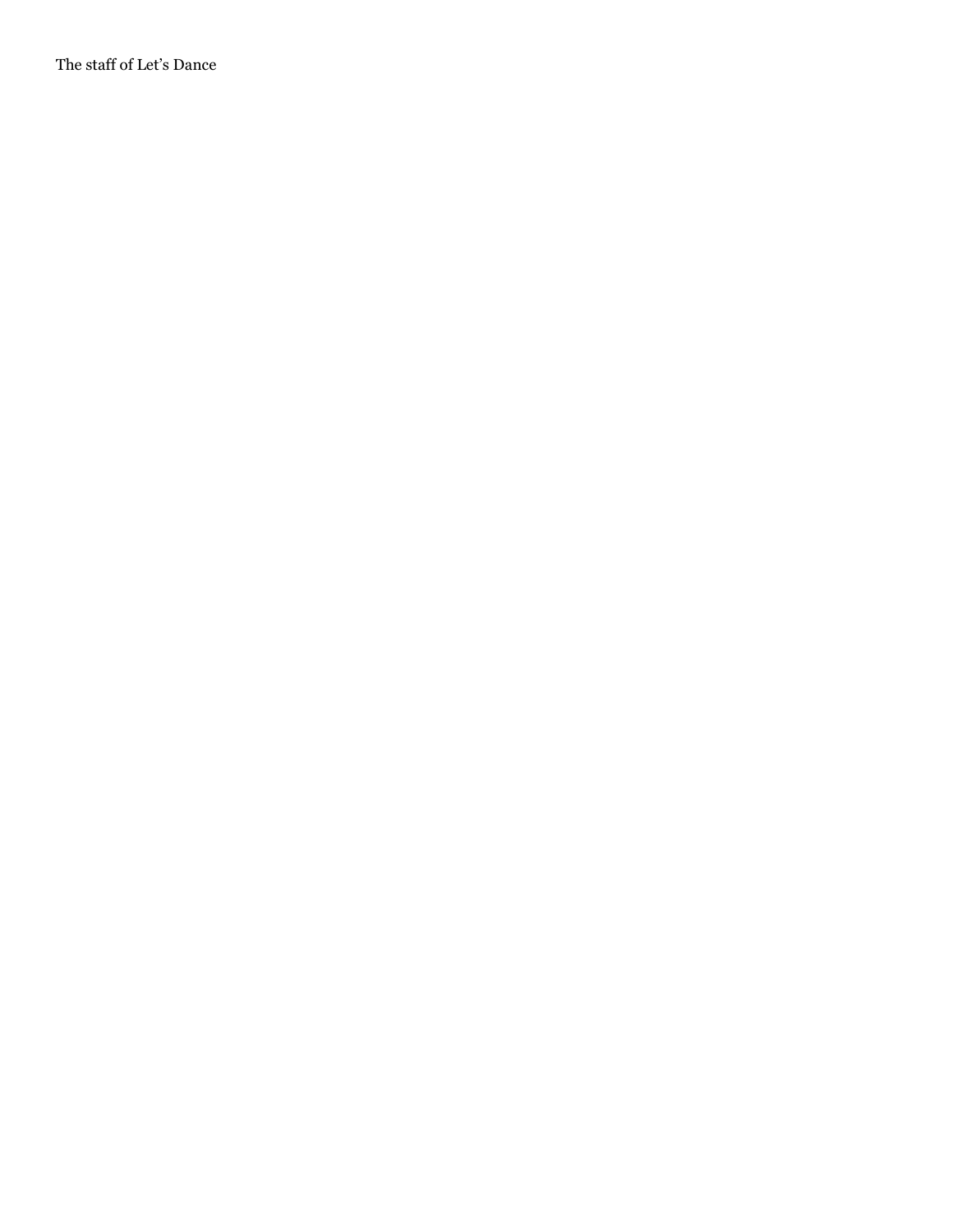The staff of Let’s Dance